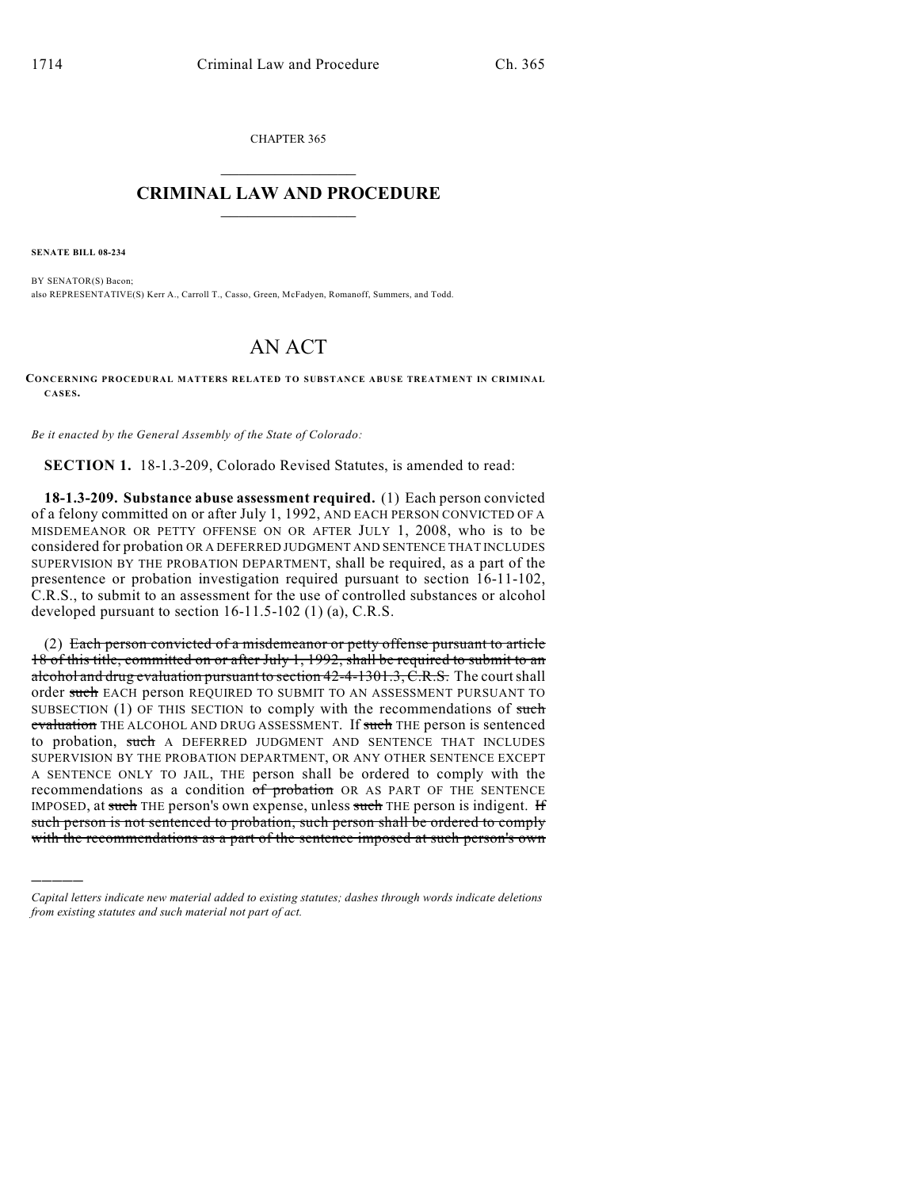CHAPTER 365

# CRIMINAL LAW AND PROCEDURE

**SENATE BILL 08-234**

BY SENATOR(S) Bacon;
also REPRESENTATIVE(S) Kerr A., Carroll T., Casso, Green, McFadyen, Romanoff, Summers, and Todd.

# AN ACT

**CONCERNING PROCEDURAL MATTERS RELATED TO SUBSTANCE ABUSE TREATMENT IN CRIMINAL CASES.**

*Be it enacted by the General Assembly of the State of Colorado:*

**SECTION 1.** 18-1.3-209, Colorado Revised Statutes, is amended to read:

**18-1.3-209. Substance abuse assessment required.** (1) Each person convicted of a felony committed on or after July 1, 1992, AND EACH PERSON CONVICTED OF A MISDEMEANOR OR PETTY OFFENSE ON OR AFTER JULY 1, 2008, who is to be considered for probation OR A DEFERRED JUDGMENT AND SENTENCE THAT INCLUDES SUPERVISION BY THE PROBATION DEPARTMENT, shall be required, as a part of the presentence or probation investigation required pursuant to section 16-11-102, C.R.S., to submit to an assessment for the use of controlled substances or alcohol developed pursuant to section 16-11.5-102 (1) (a), C.R.S.

(2) ~~Each person convicted of a misdemeanor or petty offense pursuant to article 18 of this title, committed on or after July 1, 1992, shall be required to submit to an alcohol and drug evaluation pursuant to section 42-4-1301.3, C.R.S.~~ The court shall order ~~such~~ EACH person REQUIRED TO SUBMIT TO AN ASSESSMENT PURSUANT TO SUBSECTION (1) OF THIS SECTION to comply with the recommendations of ~~such evaluation~~ THE ALCOHOL AND DRUG ASSESSMENT. If ~~such~~ THE person is sentenced to probation, ~~such~~ A DEFERRED JUDGMENT AND SENTENCE THAT INCLUDES SUPERVISION BY THE PROBATION DEPARTMENT, OR ANY OTHER SENTENCE EXCEPT A SENTENCE ONLY TO JAIL, THE person shall be ordered to comply with the recommendations as a condition ~~of probation~~ OR AS PART OF THE SENTENCE IMPOSED, at ~~such~~ THE person's own expense, unless ~~such~~ THE person is indigent. ~~If such person is not sentenced to probation, such person shall be ordered to comply with the recommendations as a part of the sentence imposed at such person's own~~

*Capital letters indicate new material added to existing statutes; dashes through words indicate deletions from existing statutes and such material not part of act.*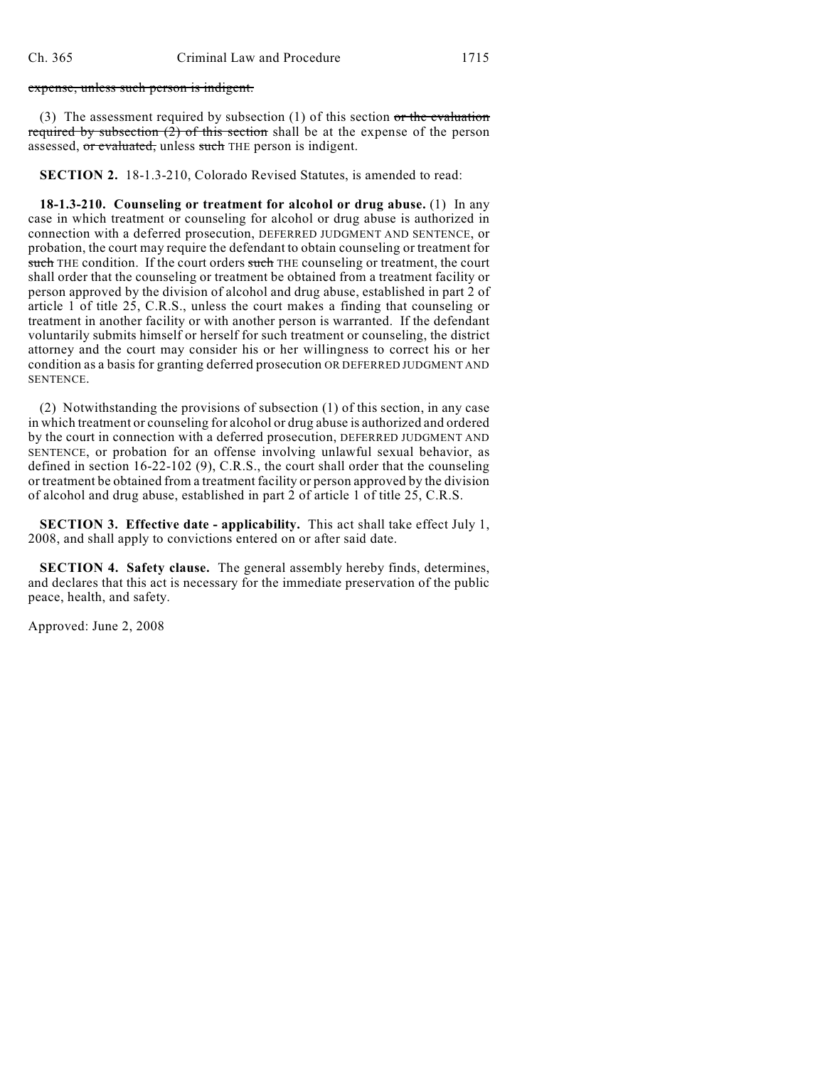~~expense, unless such person is indigent.~~

(3) The assessment required by subsection (1) of this section ~~or the evaluation required by subsection (2) of this section~~ shall be at the expense of the person assessed, ~~or evaluated,~~ unless ~~such~~ THE person is indigent.

**SECTION 2.** 18-1.3-210, Colorado Revised Statutes, is amended to read:

**18-1.3-210. Counseling or treatment for alcohol or drug abuse.** (1) In any case in which treatment or counseling for alcohol or drug abuse is authorized in connection with a deferred prosecution, DEFERRED JUDGMENT AND SENTENCE, or probation, the court may require the defendant to obtain counseling or treatment for ~~such~~ THE condition. If the court orders ~~such~~ THE counseling or treatment, the court shall order that the counseling or treatment be obtained from a treatment facility or person approved by the division of alcohol and drug abuse, established in part 2 of article 1 of title 25, C.R.S., unless the court makes a finding that counseling or treatment in another facility or with another person is warranted. If the defendant voluntarily submits himself or herself for such treatment or counseling, the district attorney and the court may consider his or her willingness to correct his or her condition as a basis for granting deferred prosecution OR DEFERRED JUDGMENT AND SENTENCE.

(2) Notwithstanding the provisions of subsection (1) of this section, in any case in which treatment or counseling for alcohol or drug abuse is authorized and ordered by the court in connection with a deferred prosecution, DEFERRED JUDGMENT AND SENTENCE, or probation for an offense involving unlawful sexual behavior, as defined in section 16-22-102 (9), C.R.S., the court shall order that the counseling or treatment be obtained from a treatment facility or person approved by the division of alcohol and drug abuse, established in part 2 of article 1 of title 25, C.R.S.

**SECTION 3. Effective date - applicability.** This act shall take effect July 1, 2008, and shall apply to convictions entered on or after said date.

**SECTION 4. Safety clause.** The general assembly hereby finds, determines, and declares that this act is necessary for the immediate preservation of the public peace, health, and safety.

Approved: June 2, 2008